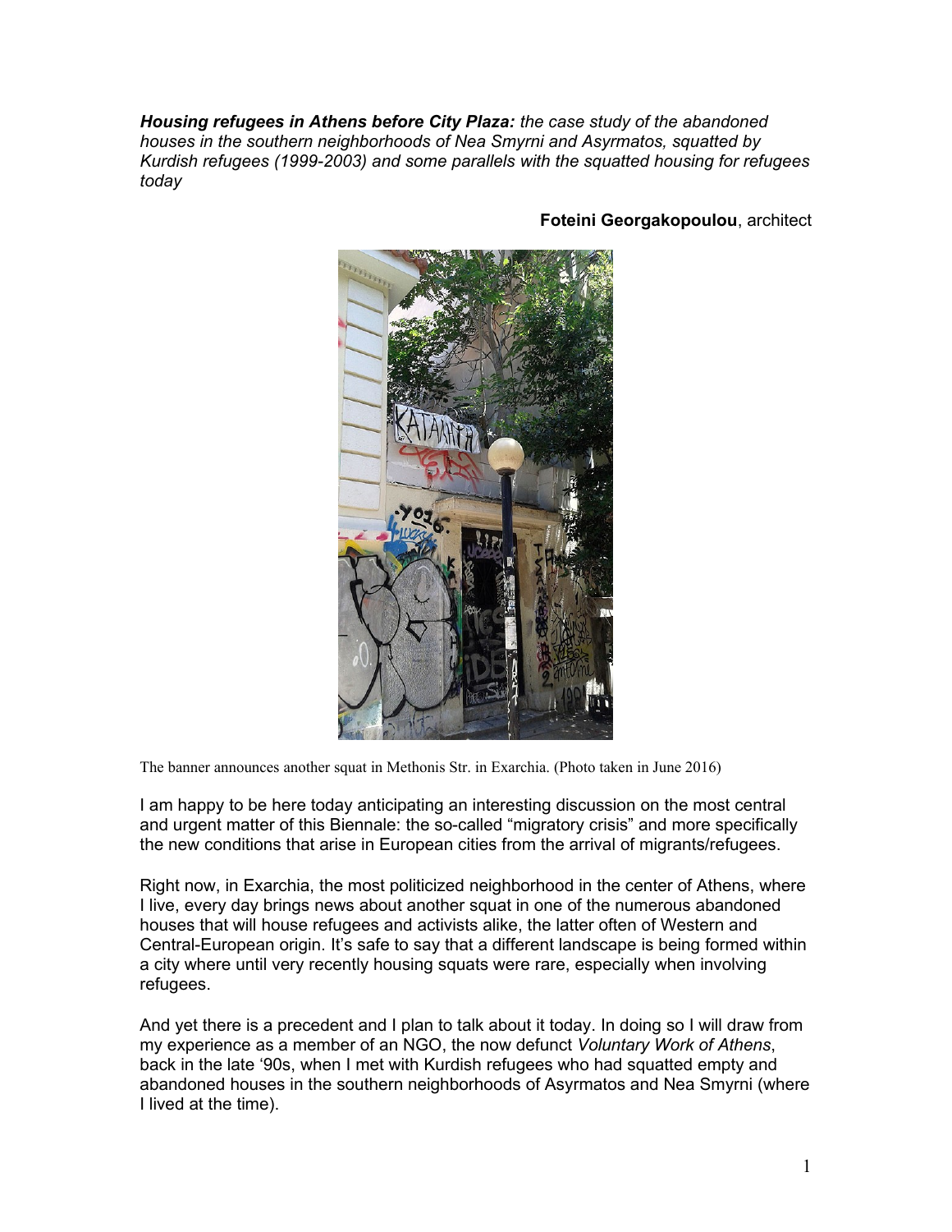***Housing refugees in Athens before City Plaza:*** *the case study of the abandoned houses in the southern neighborhoods of Nea Smyrni and Asyrmatos, squatted by Kurdish refugees (1999-2003) and some parallels with the squatted housing for refugees today*

**Foteini Georgakopoulou**, architect

The banner announces another squat in Methonis Str. in Exarchia. (Photo taken in June 2016)

I am happy to be here today anticipating an interesting discussion on the most central and urgent matter of this Biennale: the so-called "migratory crisis" and more specifically the new conditions that arise in European cities from the arrival of migrants/refugees.

Right now, in Exarchia, the most politicized neighborhood in the center of Athens, where I live, every day brings news about another squat in one of the numerous abandoned houses that will house refugees and activists alike, the latter often of Western and Central-European origin. It's safe to say that a different landscape is being formed within a city where until very recently housing squats were rare, especially when involving refugees.

And yet there is a precedent and I plan to talk about it today. In doing so I will draw from my experience as a member of an NGO, the now defunct *Voluntary Work of Athens*, back in the late '90s, when I met with Kurdish refugees who had squatted empty and abandoned houses in the southern neighborhoods of Asyrmatos and Nea Smyrni (where I lived at the time).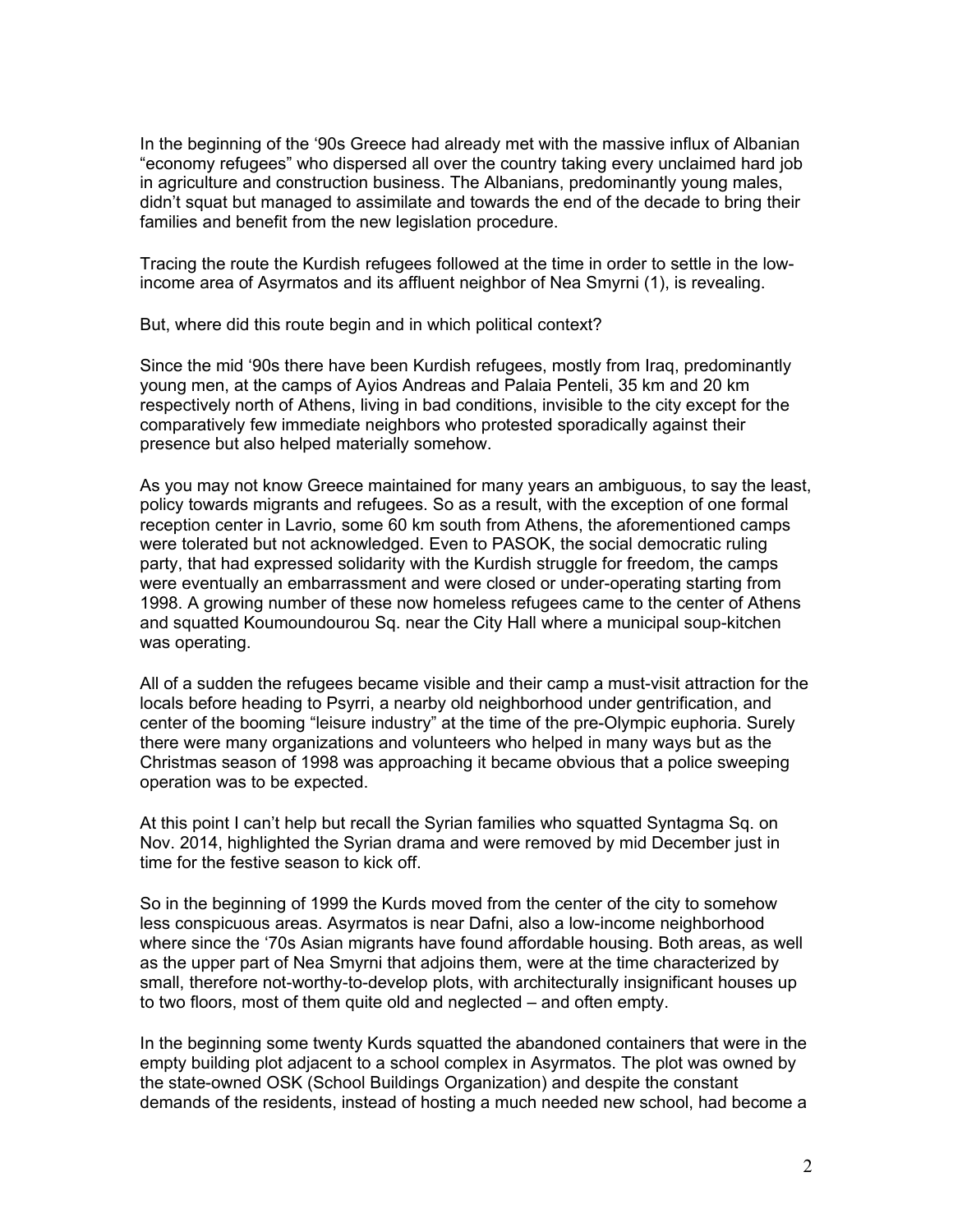In the beginning of the '90s Greece had already met with the massive influx of Albanian "economy refugees" who dispersed all over the country taking every unclaimed hard job in agriculture and construction business. The Albanians, predominantly young males, didn't squat but managed to assimilate and towards the end of the decade to bring their families and benefit from the new legislation procedure.

Tracing the route the Kurdish refugees followed at the time in order to settle in the low-income area of Asyrmatos and its affluent neighbor of Nea Smyrni (1), is revealing.

But, where did this route begin and in which political context?

Since the mid '90s there have been Kurdish refugees, mostly from Iraq, predominantly young men, at the camps of Ayios Andreas and Palaia Penteli, 35 km and 20 km respectively north of Athens, living in bad conditions, invisible to the city except for the comparatively few immediate neighbors who protested sporadically against their presence but also helped materially somehow.

As you may not know Greece maintained for many years an ambiguous, to say the least, policy towards migrants and refugees. So as a result, with the exception of one formal reception center in Lavrio, some 60 km south from Athens, the aforementioned camps were tolerated but not acknowledged. Even to PASOK, the social democratic ruling party, that had expressed solidarity with the Kurdish struggle for freedom, the camps were eventually an embarrassment and were closed or under-operating starting from 1998. A growing number of these now homeless refugees came to the center of Athens and squatted Koumoundourou Sq. near the City Hall where a municipal soup-kitchen was operating.

All of a sudden the refugees became visible and their camp a must-visit attraction for the locals before heading to Psyrri, a nearby old neighborhood under gentrification, and center of the booming "leisure industry" at the time of the pre-Olympic euphoria. Surely there were many organizations and volunteers who helped in many ways but as the Christmas season of 1998 was approaching it became obvious that a police sweeping operation was to be expected.

At this point I can't help but recall the Syrian families who squatted Syntagma Sq. on Nov. 2014, highlighted the Syrian drama and were removed by mid December just in time for the festive season to kick off.

So in the beginning of 1999 the Kurds moved from the center of the city to somehow less conspicuous areas. Asyrmatos is near Dafni, also a low-income neighborhood where since the '70s Asian migrants have found affordable housing. Both areas, as well as the upper part of Nea Smyrni that adjoins them, were at the time characterized by small, therefore not-worthy-to-develop plots, with architecturally insignificant houses up to two floors, most of them quite old and neglected – and often empty.

In the beginning some twenty Kurds squatted the abandoned containers that were in the empty building plot adjacent to a school complex in Asyrmatos. The plot was owned by the state-owned OSK (School Buildings Organization) and despite the constant demands of the residents, instead of hosting a much needed new school, had become a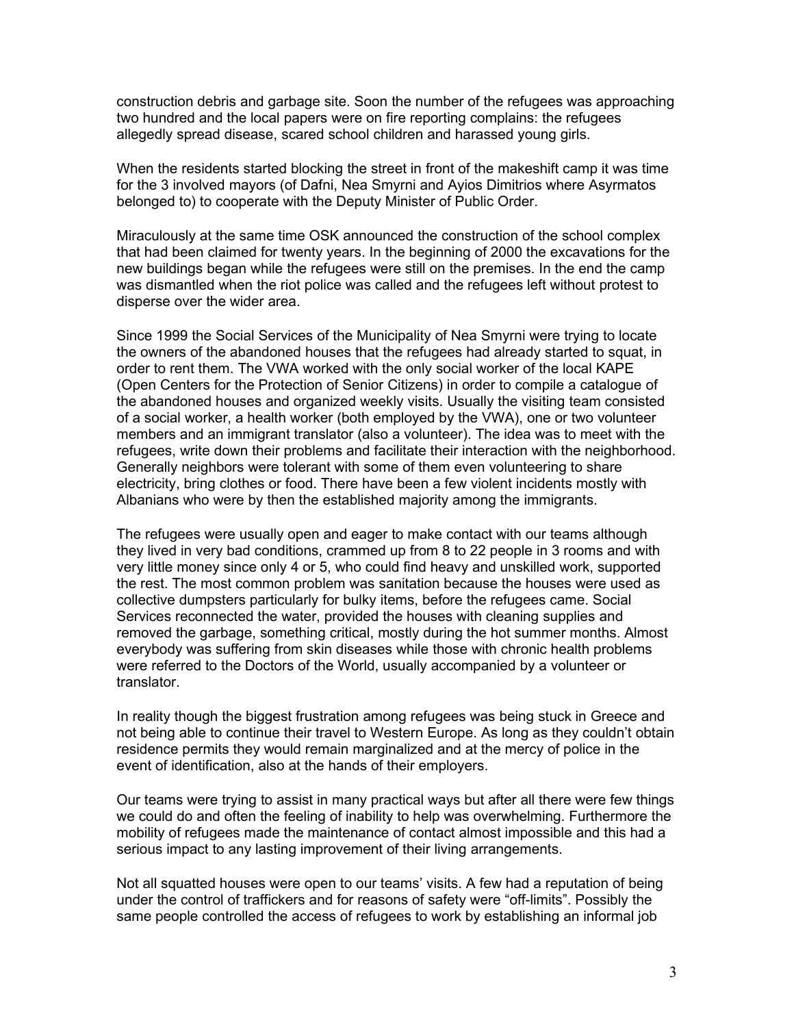construction debris and garbage site. Soon the number of the refugees was approaching two hundred and the local papers were on fire reporting complains: the refugees allegedly spread disease, scared school children and harassed young girls.

When the residents started blocking the street in front of the makeshift camp it was time for the 3 involved mayors (of Dafni, Nea Smyrni and Ayios Dimitrios where Asyrmatos belonged to) to cooperate with the Deputy Minister of Public Order.

Miraculously at the same time OSK announced the construction of the school complex that had been claimed for twenty years. In the beginning of 2000 the excavations for the new buildings began while the refugees were still on the premises. In the end the camp was dismantled when the riot police was called and the refugees left without protest to disperse over the wider area.

Since 1999 the Social Services of the Municipality of Nea Smyrni were trying to locate the owners of the abandoned houses that the refugees had already started to squat, in order to rent them. The VWA worked with the only social worker of the local KAPE (Open Centers for the Protection of Senior Citizens) in order to compile a catalogue of the abandoned houses and organized weekly visits. Usually the visiting team consisted of a social worker, a health worker (both employed by the VWA), one or two volunteer members and an immigrant translator (also a volunteer). The idea was to meet with the refugees, write down their problems and facilitate their interaction with the neighborhood. Generally neighbors were tolerant with some of them even volunteering to share electricity, bring clothes or food. There have been a few violent incidents mostly with Albanians who were by then the established majority among the immigrants.

The refugees were usually open and eager to make contact with our teams although they lived in very bad conditions, crammed up from 8 to 22 people in 3 rooms and with very little money since only 4 or 5, who could find heavy and unskilled work, supported the rest. The most common problem was sanitation because the houses were used as collective dumpsters particularly for bulky items, before the refugees came. Social Services reconnected the water, provided the houses with cleaning supplies and removed the garbage, something critical, mostly during the hot summer months. Almost everybody was suffering from skin diseases while those with chronic health problems were referred to the Doctors of the World, usually accompanied by a volunteer or translator.

In reality though the biggest frustration among refugees was being stuck in Greece and not being able to continue their travel to Western Europe. As long as they couldn't obtain residence permits they would remain marginalized and at the mercy of police in the event of identification, also at the hands of their employers.

Our teams were trying to assist in many practical ways but after all there were few things we could do and often the feeling of inability to help was overwhelming. Furthermore the mobility of refugees made the maintenance of contact almost impossible and this had a serious impact to any lasting improvement of their living arrangements.

Not all squatted houses were open to our teams' visits. A few had a reputation of being under the control of traffickers and for reasons of safety were "off-limits". Possibly the same people controlled the access of refugees to work by establishing an informal job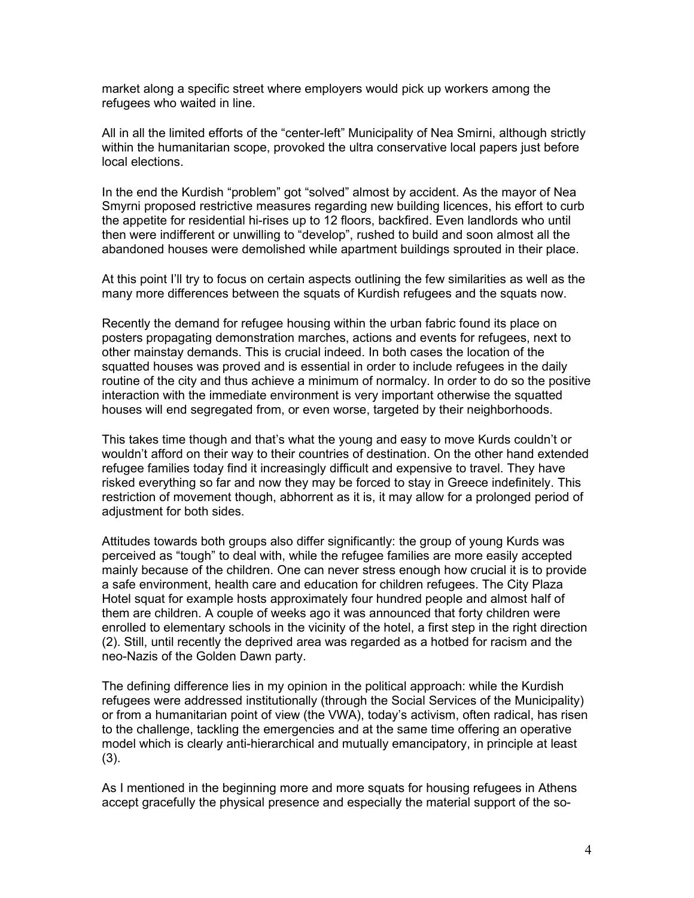market along a specific street where employers would pick up workers among the refugees who waited in line.

All in all the limited efforts of the "center-left" Municipality of Nea Smirni, although strictly within the humanitarian scope, provoked the ultra conservative local papers just before local elections.

In the end the Kurdish "problem" got "solved" almost by accident. As the mayor of Nea Smyrni proposed restrictive measures regarding new building licences, his effort to curb the appetite for residential hi-rises up to 12 floors, backfired. Even landlords who until then were indifferent or unwilling to "develop", rushed to build and soon almost all the abandoned houses were demolished while apartment buildings sprouted in their place.

At this point I'll try to focus on certain aspects outlining the few similarities as well as the many more differences between the squats of Kurdish refugees and the squats now.

Recently the demand for refugee housing within the urban fabric found its place on posters propagating demonstration marches, actions and events for refugees, next to other mainstay demands. This is crucial indeed. In both cases the location of the squatted houses was proved and is essential in order to include refugees in the daily routine of the city and thus achieve a minimum of normalcy. In order to do so the positive interaction with the immediate environment is very important otherwise the squatted houses will end segregated from, or even worse, targeted by their neighborhoods.

This takes time though and that's what the young and easy to move Kurds couldn't or wouldn't afford on their way to their countries of destination. On the other hand extended refugee families today find it increasingly difficult and expensive to travel. They have risked everything so far and now they may be forced to stay in Greece indefinitely. This restriction of movement though, abhorrent as it is, it may allow for a prolonged period of adjustment for both sides.

Attitudes towards both groups also differ significantly: the group of young Kurds was perceived as "tough" to deal with, while the refugee families are more easily accepted mainly because of the children. One can never stress enough how crucial it is to provide a safe environment, health care and education for children refugees. The City Plaza Hotel squat for example hosts approximately four hundred people and almost half of them are children. A couple of weeks ago it was announced that forty children were enrolled to elementary schools in the vicinity of the hotel, a first step in the right direction (2). Still, until recently the deprived area was regarded as a hotbed for racism and the neo-Nazis of the Golden Dawn party.

The defining difference lies in my opinion in the political approach: while the Kurdish refugees were addressed institutionally (through the Social Services of the Municipality) or from a humanitarian point of view (the VWA), today's activism, often radical, has risen to the challenge, tackling the emergencies and at the same time offering an operative model which is clearly anti-hierarchical and mutually emancipatory, in principle at least (3).

As I mentioned in the beginning more and more squats for housing refugees in Athens accept gracefully the physical presence and especially the material support of the so-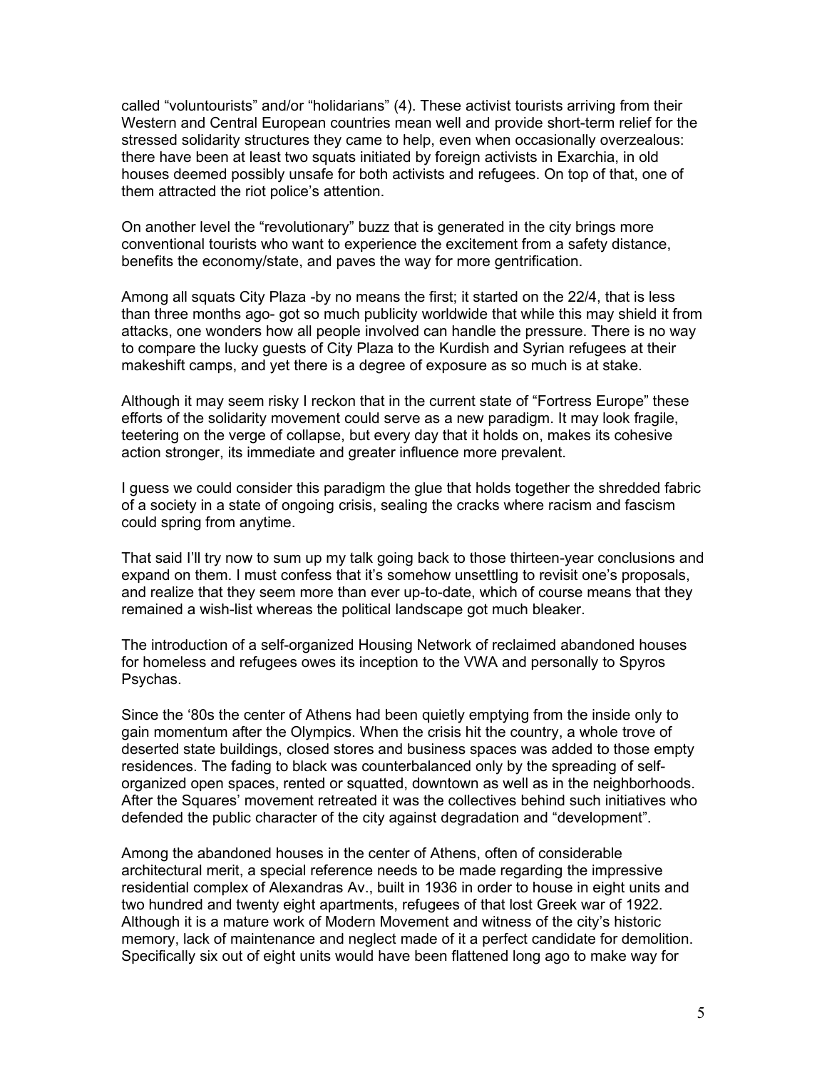called "voluntourists" and/or "holidarians" (4). These activist tourists arriving from their Western and Central European countries mean well and provide short-term relief for the stressed solidarity structures they came to help, even when occasionally overzealous: there have been at least two squats initiated by foreign activists in Exarchia, in old houses deemed possibly unsafe for both activists and refugees. On top of that, one of them attracted the riot police's attention.

On another level the "revolutionary" buzz that is generated in the city brings more conventional tourists who want to experience the excitement from a safety distance, benefits the economy/state, and paves the way for more gentrification.

Among all squats City Plaza -by no means the first; it started on the 22/4, that is less than three months ago- got so much publicity worldwide that while this may shield it from attacks, one wonders how all people involved can handle the pressure. There is no way to compare the lucky guests of City Plaza to the Kurdish and Syrian refugees at their makeshift camps, and yet there is a degree of exposure as so much is at stake.

Although it may seem risky I reckon that in the current state of "Fortress Europe" these efforts of the solidarity movement could serve as a new paradigm. It may look fragile, teetering on the verge of collapse, but every day that it holds on, makes its cohesive action stronger, its immediate and greater influence more prevalent.

I guess we could consider this paradigm the glue that holds together the shredded fabric of a society in a state of ongoing crisis, sealing the cracks where racism and fascism could spring from anytime.

That said I'll try now to sum up my talk going back to those thirteen-year conclusions and expand on them. I must confess that it's somehow unsettling to revisit one's proposals, and realize that they seem more than ever up-to-date, which of course means that they remained a wish-list whereas the political landscape got much bleaker.

The introduction of a self-organized Housing Network of reclaimed abandoned houses for homeless and refugees owes its inception to the VWA and personally to Spyros Psychas.

Since the '80s the center of Athens had been quietly emptying from the inside only to gain momentum after the Olympics. When the crisis hit the country, a whole trove of deserted state buildings, closed stores and business spaces was added to those empty residences. The fading to black was counterbalanced only by the spreading of self-organized open spaces, rented or squatted, downtown as well as in the neighborhoods. After the Squares' movement retreated it was the collectives behind such initiatives who defended the public character of the city against degradation and "development".

Among the abandoned houses in the center of Athens, often of considerable architectural merit, a special reference needs to be made regarding the impressive residential complex of Alexandras Av., built in 1936 in order to house in eight units and two hundred and twenty eight apartments, refugees of that lost Greek war of 1922. Although it is a mature work of Modern Movement and witness of the city's historic memory, lack of maintenance and neglect made of it a perfect candidate for demolition. Specifically six out of eight units would have been flattened long ago to make way for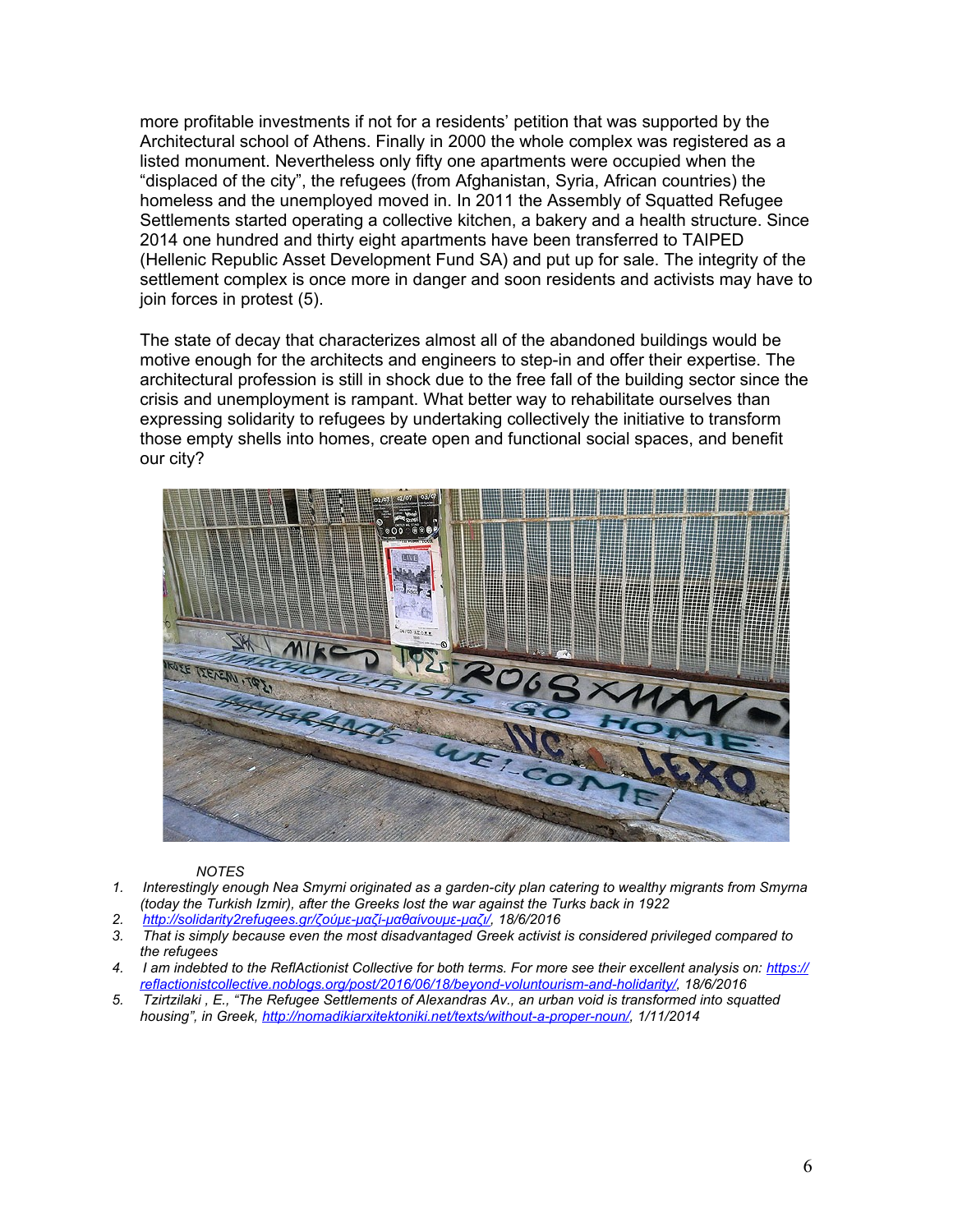more profitable investments if not for a residents' petition that was supported by the Architectural school of Athens. Finally in 2000 the whole complex was registered as a listed monument. Nevertheless only fifty one apartments were occupied when the "displaced of the city", the refugees (from Afghanistan, Syria, African countries) the homeless and the unemployed moved in. In 2011 the Assembly of Squatted Refugee Settlements started operating a collective kitchen, a bakery and a health structure. Since 2014 one hundred and thirty eight apartments have been transferred to TAIPED (Hellenic Republic Asset Development Fund SA) and put up for sale. The integrity of the settlement complex is once more in danger and soon residents and activists may have to join forces in protest (5).

The state of decay that characterizes almost all of the abandoned buildings would be motive enough for the architects and engineers to step-in and offer their expertise. The architectural profession is still in shock due to the free fall of the building sector since the crisis and unemployment is rampant. What better way to rehabilitate ourselves than expressing solidarity to refugees by undertaking collectively the initiative to transform those empty shells into homes, create open and functional social spaces, and benefit our city?

*NOTES*

1. *Interestingly enough Nea Smyrni originated as a garden-city plan catering to wealthy migrants from Smyrna (today the Turkish Izmir), after the Greeks lost the war against the Turks back in 1922*
2. *http://solidarity2refugees.gr/ζούμε-μαζί-μαθαίνουμε-μαζί/, 18/6/2016*
3. *That is simply because even the most disadvantaged Greek activist is considered privileged compared to the refugees*
4. *I am indebted to the ReflActionist Collective for both terms. For more see their excellent analysis on: https://reflactionistcollective.noblogs.org/post/2016/06/18/beyond-voluntourism-and-holidarity/, 18/6/2016*
5. *Tzirtzilaki , E., "The Refugee Settlements of Alexandras Av., an urban void is transformed into squatted housing", in Greek, http://nomadikiarxitektoniki.net/texts/without-a-proper-noun/, 1/11/2014*